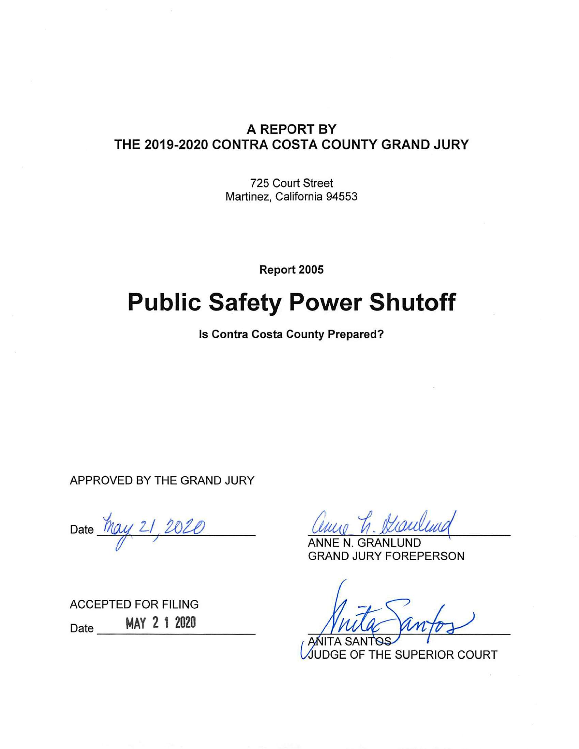**A REPORT BY**
**THE 2019-2020 CONTRA COSTA COUNTY GRAND JURY**

725 Court Street
Martinez, California 94553

**Report 2005**

# Public Safety Power Shutoff

**Is Contra Costa County Prepared?**

APPROVED BY THE GRAND JURY

Date May 21, 2020

ANNE N. GRANLUND
GRAND JURY FOREPERSON

ACCEPTED FOR FILING

Date MAY 21 2020

ANITA SANTOS
JUDGE OF THE SUPERIOR COURT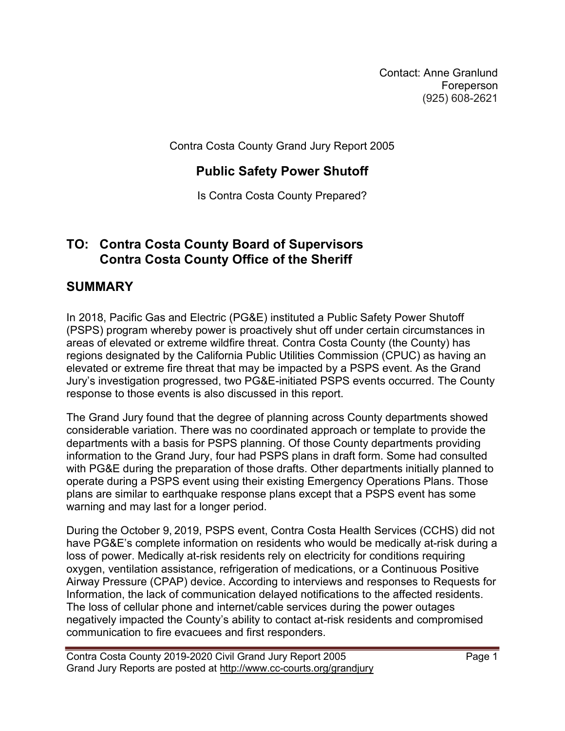Contact: Anne Granlund
Foreperson
(925) 608-2621

Contra Costa County Grand Jury Report 2005

# Public Safety Power Shutoff

Is Contra Costa County Prepared?

## TO: Contra Costa County Board of Supervisors
## Contra Costa County Office of the Sheriff

## SUMMARY

In 2018, Pacific Gas and Electric (PG&E) instituted a Public Safety Power Shutoff (PSPS) program whereby power is proactively shut off under certain circumstances in areas of elevated or extreme wildfire threat. Contra Costa County (the County) has regions designated by the California Public Utilities Commission (CPUC) as having an elevated or extreme fire threat that may be impacted by a PSPS event. As the Grand Jury's investigation progressed, two PG&E-initiated PSPS events occurred. The County response to those events is also discussed in this report.

The Grand Jury found that the degree of planning across County departments showed considerable variation. There was no coordinated approach or template to provide the departments with a basis for PSPS planning. Of those County departments providing information to the Grand Jury, four had PSPS plans in draft form. Some had consulted with PG&E during the preparation of those drafts. Other departments initially planned to operate during a PSPS event using their existing Emergency Operations Plans. Those plans are similar to earthquake response plans except that a PSPS event has some warning and may last for a longer period.

During the October 9, 2019, PSPS event, Contra Costa Health Services (CCHS) did not have PG&E's complete information on residents who would be medically at-risk during a loss of power. Medically at-risk residents rely on electricity for conditions requiring oxygen, ventilation assistance, refrigeration of medications, or a Continuous Positive Airway Pressure (CPAP) device. According to interviews and responses to Requests for Information, the lack of communication delayed notifications to the affected residents. The loss of cellular phone and internet/cable services during the power outages negatively impacted the County's ability to contact at-risk residents and compromised communication to fire evacuees and first responders.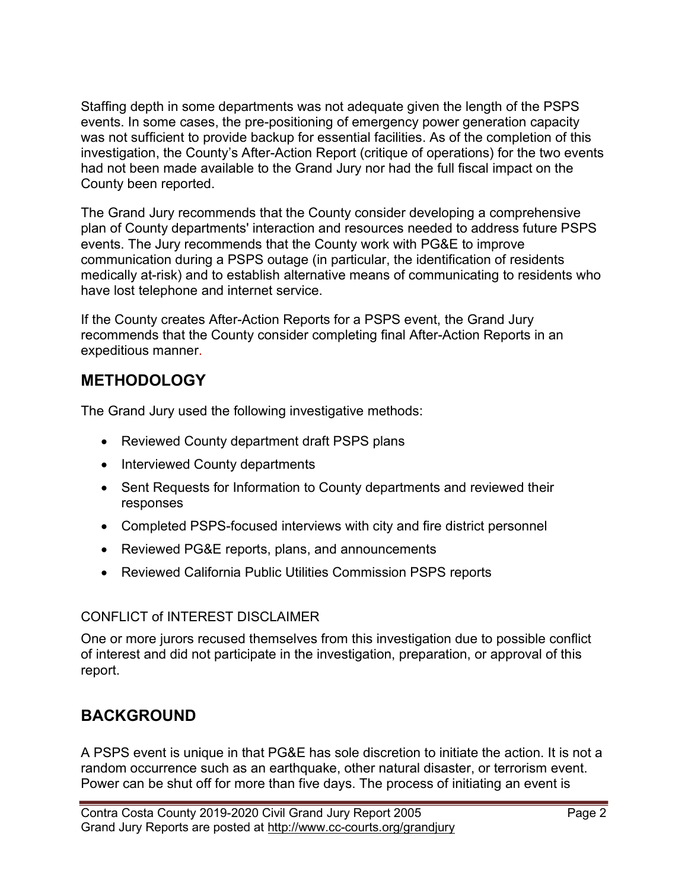Staffing depth in some departments was not adequate given the length of the PSPS events. In some cases, the pre-positioning of emergency power generation capacity was not sufficient to provide backup for essential facilities. As of the completion of this investigation, the County's After-Action Report (critique of operations) for the two events had not been made available to the Grand Jury nor had the full fiscal impact on the County been reported.

The Grand Jury recommends that the County consider developing a comprehensive plan of County departments' interaction and resources needed to address future PSPS events. The Jury recommends that the County work with PG&E to improve communication during a PSPS outage (in particular, the identification of residents medically at-risk) and to establish alternative means of communicating to residents who have lost telephone and internet service.

If the County creates After-Action Reports for a PSPS event, the Grand Jury recommends that the County consider completing final After-Action Reports in an expeditious manner.

## METHODOLOGY

The Grand Jury used the following investigative methods:

- Reviewed County department draft PSPS plans
- Interviewed County departments
- Sent Requests for Information to County departments and reviewed their responses
- Completed PSPS-focused interviews with city and fire district personnel
- Reviewed PG&E reports, plans, and announcements
- Reviewed California Public Utilities Commission PSPS reports

CONFLICT of INTEREST DISCLAIMER

One or more jurors recused themselves from this investigation due to possible conflict of interest and did not participate in the investigation, preparation, or approval of this report.

## BACKGROUND

A PSPS event is unique in that PG&E has sole discretion to initiate the action. It is not a random occurrence such as an earthquake, other natural disaster, or terrorism event. Power can be shut off for more than five days. The process of initiating an event is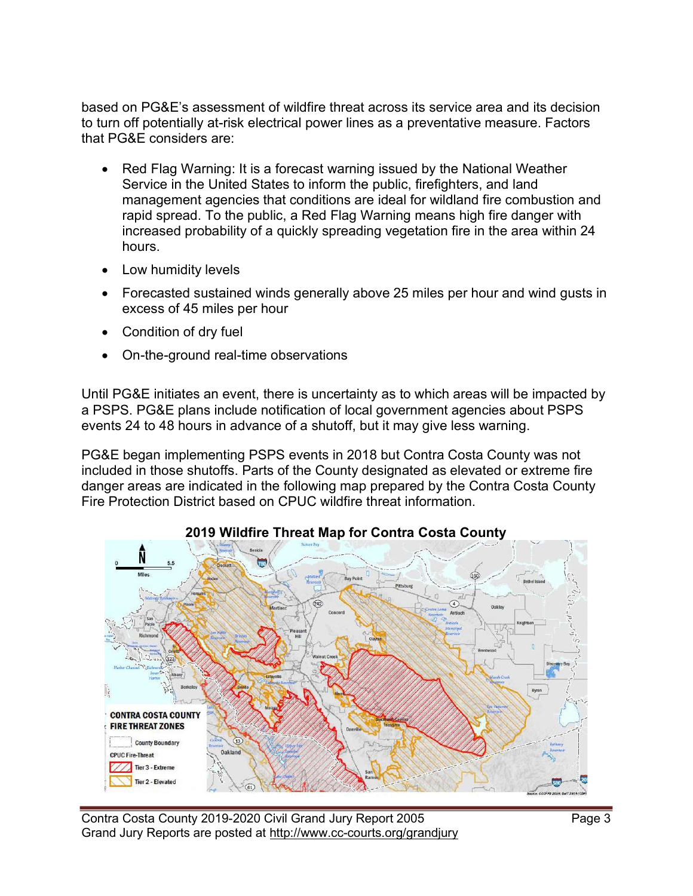based on PG&E's assessment of wildfire threat across its service area and its decision to turn off potentially at-risk electrical power lines as a preventative measure. Factors that PG&E considers are:

- Red Flag Warning: It is a forecast warning issued by the National Weather Service in the United States to inform the public, firefighters, and land management agencies that conditions are ideal for wildland fire combustion and rapid spread. To the public, a Red Flag Warning means high fire danger with increased probability of a quickly spreading vegetation fire in the area within 24 hours.
- Low humidity levels
- Forecasted sustained winds generally above 25 miles per hour and wind gusts in excess of 45 miles per hour
- Condition of dry fuel
- On-the-ground real-time observations

Until PG&E initiates an event, there is uncertainty as to which areas will be impacted by a PSPS. PG&E plans include notification of local government agencies about PSPS events 24 to 48 hours in advance of a shutoff, but it may give less warning.

PG&E began implementing PSPS events in 2018 but Contra Costa County was not included in those shutoffs. Parts of the County designated as elevated or extreme fire danger areas are indicated in the following map prepared by the Contra Costa County Fire Protection District based on CPUC wildfire threat information.

**2019 Wildfire Threat Map for Contra Costa County**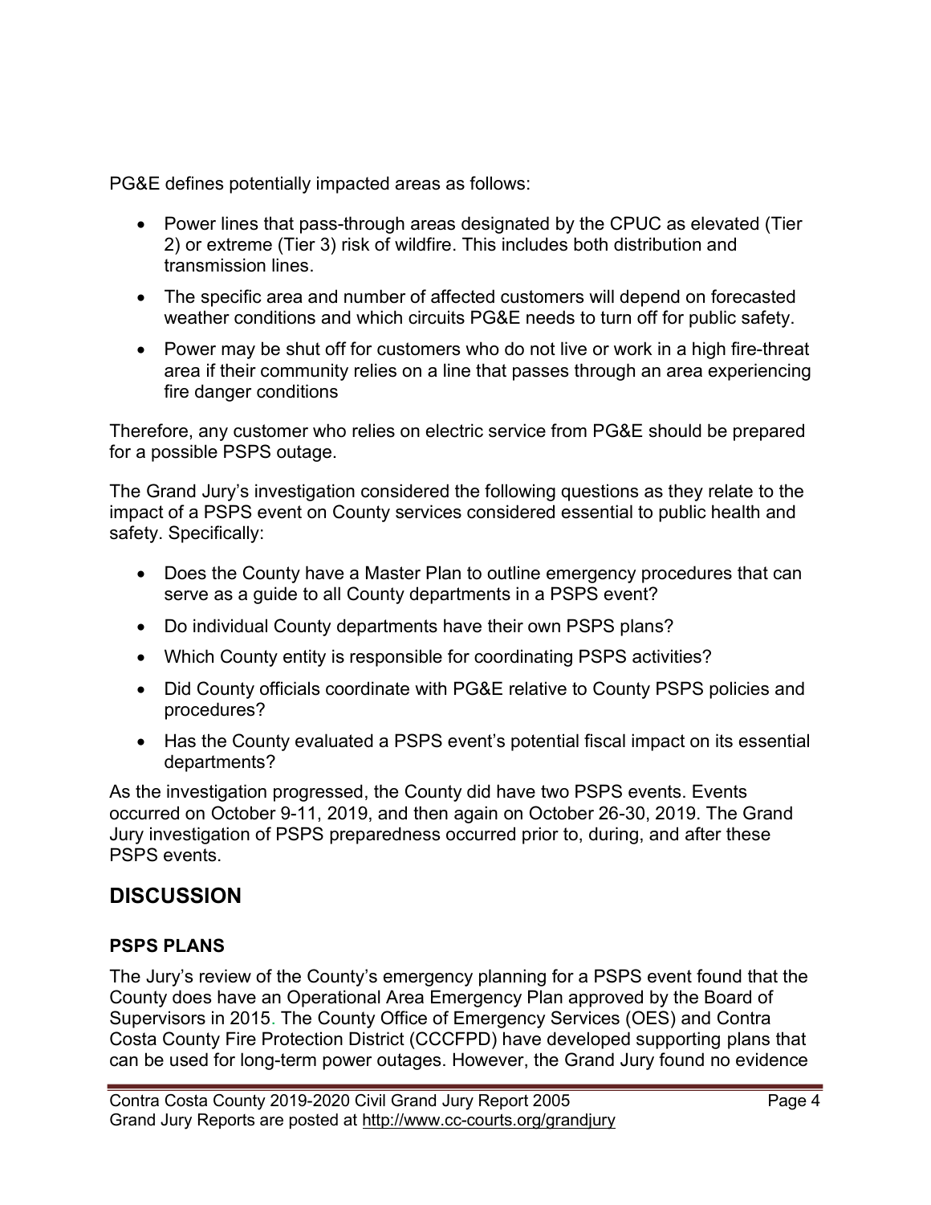PG&E defines potentially impacted areas as follows:

- Power lines that pass-through areas designated by the CPUC as elevated (Tier 2) or extreme (Tier 3) risk of wildfire. This includes both distribution and transmission lines.
- The specific area and number of affected customers will depend on forecasted weather conditions and which circuits PG&E needs to turn off for public safety.
- Power may be shut off for customers who do not live or work in a high fire-threat area if their community relies on a line that passes through an area experiencing fire danger conditions

Therefore, any customer who relies on electric service from PG&E should be prepared for a possible PSPS outage.

The Grand Jury's investigation considered the following questions as they relate to the impact of a PSPS event on County services considered essential to public health and safety. Specifically:

- Does the County have a Master Plan to outline emergency procedures that can serve as a guide to all County departments in a PSPS event?
- Do individual County departments have their own PSPS plans?
- Which County entity is responsible for coordinating PSPS activities?
- Did County officials coordinate with PG&E relative to County PSPS policies and procedures?
- Has the County evaluated a PSPS event's potential fiscal impact on its essential departments?

As the investigation progressed, the County did have two PSPS events. Events occurred on October 9-11, 2019, and then again on October 26-30, 2019. The Grand Jury investigation of PSPS preparedness occurred prior to, during, and after these PSPS events.

## DISCUSSION

### PSPS PLANS

The Jury's review of the County's emergency planning for a PSPS event found that the County does have an Operational Area Emergency Plan approved by the Board of Supervisors in 2015. The County Office of Emergency Services (OES) and Contra Costa County Fire Protection District (CCCFPD) have developed supporting plans that can be used for long-term power outages. However, the Grand Jury found no evidence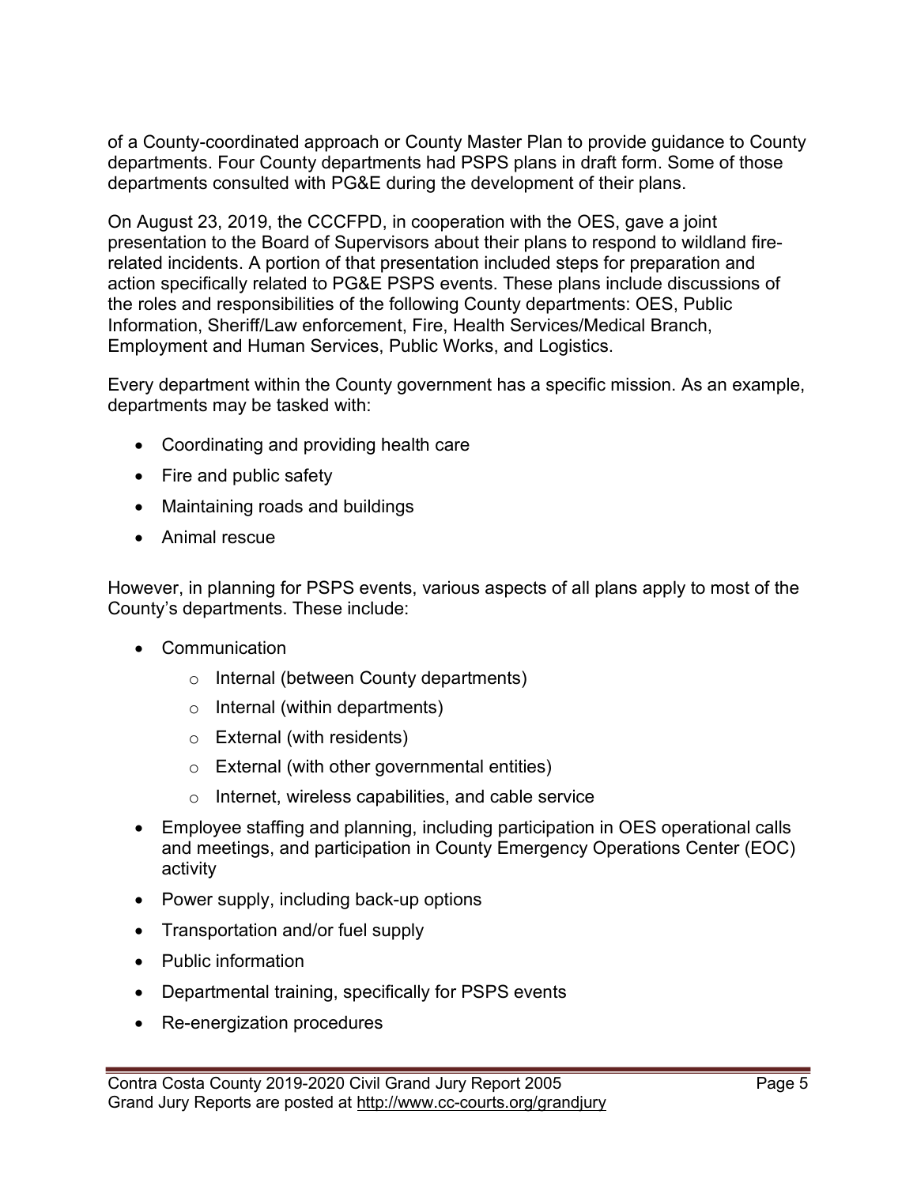of a County-coordinated approach or County Master Plan to provide guidance to County departments. Four County departments had PSPS plans in draft form. Some of those departments consulted with PG&E during the development of their plans.

On August 23, 2019, the CCCFPD, in cooperation with the OES, gave a joint presentation to the Board of Supervisors about their plans to respond to wildland fire-related incidents. A portion of that presentation included steps for preparation and action specifically related to PG&E PSPS events. These plans include discussions of the roles and responsibilities of the following County departments: OES, Public Information, Sheriff/Law enforcement, Fire, Health Services/Medical Branch, Employment and Human Services, Public Works, and Logistics.

Every department within the County government has a specific mission. As an example, departments may be tasked with:

- Coordinating and providing health care
- Fire and public safety
- Maintaining roads and buildings
- Animal rescue

However, in planning for PSPS events, various aspects of all plans apply to most of the County's departments. These include:

- Communication
  - Internal (between County departments)
  - Internal (within departments)
  - External (with residents)
  - External (with other governmental entities)
  - Internet, wireless capabilities, and cable service
- Employee staffing and planning, including participation in OES operational calls and meetings, and participation in County Emergency Operations Center (EOC) activity
- Power supply, including back-up options
- Transportation and/or fuel supply
- Public information
- Departmental training, specifically for PSPS events
- Re-energization procedures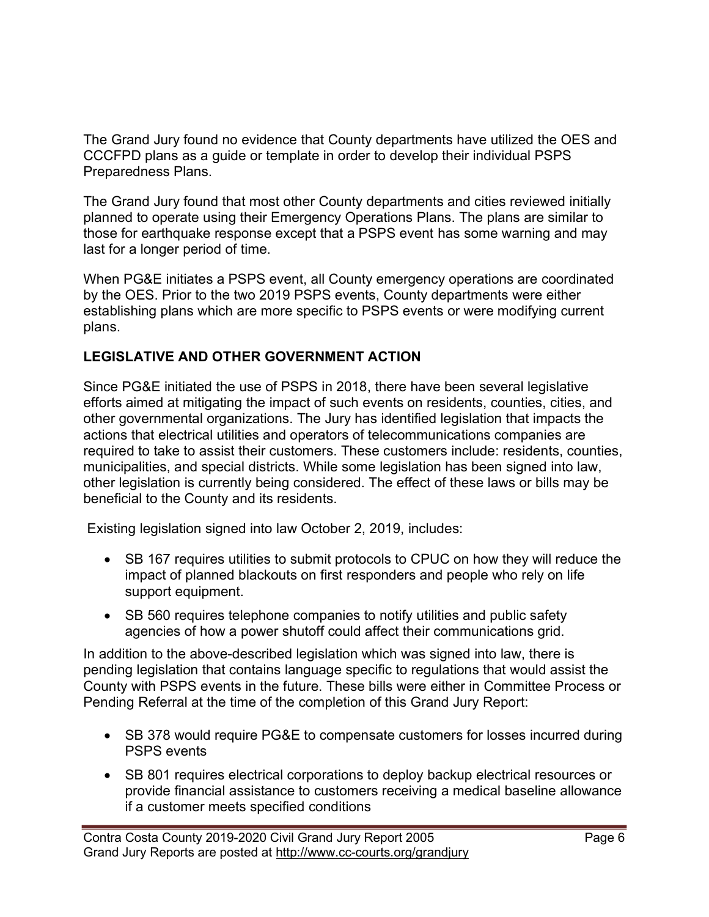The Grand Jury found no evidence that County departments have utilized the OES and CCCFPD plans as a guide or template in order to develop their individual PSPS Preparedness Plans.

The Grand Jury found that most other County departments and cities reviewed initially planned to operate using their Emergency Operations Plans. The plans are similar to those for earthquake response except that a PSPS event has some warning and may last for a longer period of time.

When PG&E initiates a PSPS event, all County emergency operations are coordinated by the OES. Prior to the two 2019 PSPS events, County departments were either establishing plans which are more specific to PSPS events or were modifying current plans.

## LEGISLATIVE AND OTHER GOVERNMENT ACTION

Since PG&E initiated the use of PSPS in 2018, there have been several legislative efforts aimed at mitigating the impact of such events on residents, counties, cities, and other governmental organizations. The Jury has identified legislation that impacts the actions that electrical utilities and operators of telecommunications companies are required to take to assist their customers. These customers include: residents, counties, municipalities, and special districts. While some legislation has been signed into law, other legislation is currently being considered. The effect of these laws or bills may be beneficial to the County and its residents.

Existing legislation signed into law October 2, 2019, includes:

- SB 167 requires utilities to submit protocols to CPUC on how they will reduce the impact of planned blackouts on first responders and people who rely on life support equipment.
- SB 560 requires telephone companies to notify utilities and public safety agencies of how a power shutoff could affect their communications grid.

In addition to the above-described legislation which was signed into law, there is pending legislation that contains language specific to regulations that would assist the County with PSPS events in the future. These bills were either in Committee Process or Pending Referral at the time of the completion of this Grand Jury Report:

- SB 378 would require PG&E to compensate customers for losses incurred during PSPS events
- SB 801 requires electrical corporations to deploy backup electrical resources or provide financial assistance to customers receiving a medical baseline allowance if a customer meets specified conditions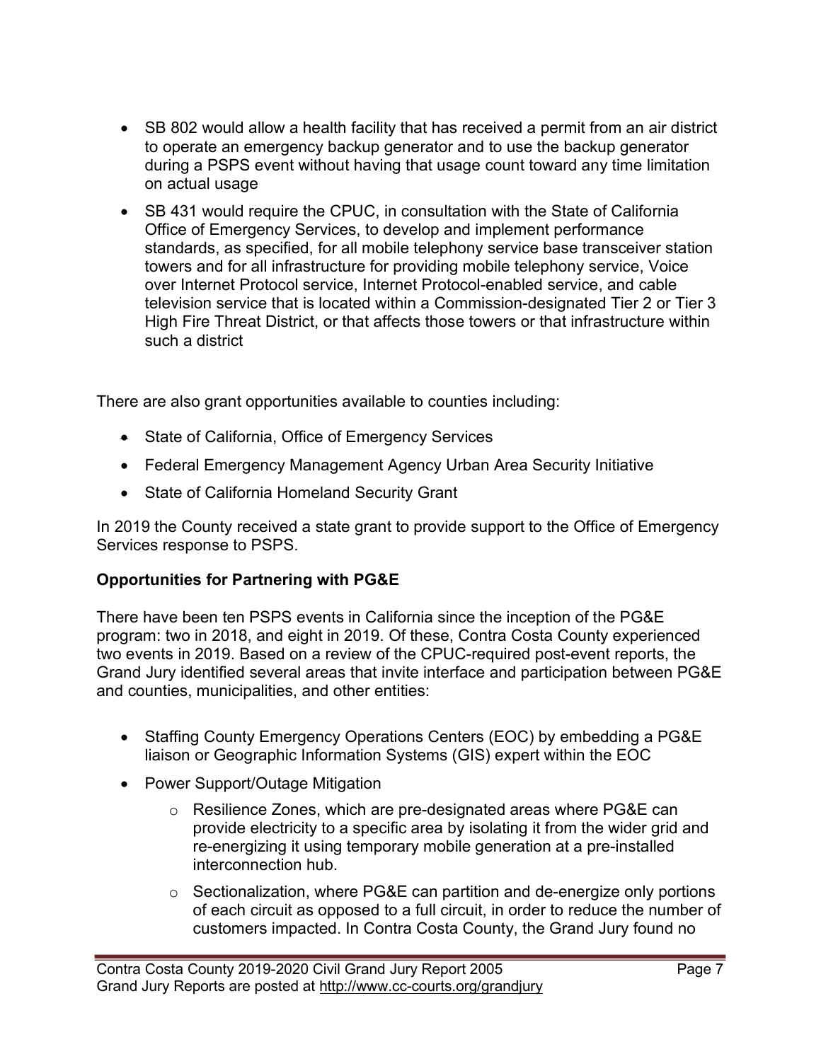- SB 802 would allow a health facility that has received a permit from an air district to operate an emergency backup generator and to use the backup generator during a PSPS event without having that usage count toward any time limitation on actual usage
- SB 431 would require the CPUC, in consultation with the State of California Office of Emergency Services, to develop and implement performance standards, as specified, for all mobile telephony service base transceiver station towers and for all infrastructure for providing mobile telephony service, Voice over Internet Protocol service, Internet Protocol-enabled service, and cable television service that is located within a Commission-designated Tier 2 or Tier 3 High Fire Threat District, or that affects those towers or that infrastructure within such a district

There are also grant opportunities available to counties including:

- State of California, Office of Emergency Services
- Federal Emergency Management Agency Urban Area Security Initiative
- State of California Homeland Security Grant

In 2019 the County received a state grant to provide support to the Office of Emergency Services response to PSPS.

**Opportunities for Partnering with PG&E**

There have been ten PSPS events in California since the inception of the PG&E program: two in 2018, and eight in 2019. Of these, Contra Costa County experienced two events in 2019. Based on a review of the CPUC-required post-event reports, the Grand Jury identified several areas that invite interface and participation between PG&E and counties, municipalities, and other entities:

- Staffing County Emergency Operations Centers (EOC) by embedding a PG&E liaison or Geographic Information Systems (GIS) expert within the EOC
- Power Support/Outage Mitigation
  - Resilience Zones, which are pre-designated areas where PG&E can provide electricity to a specific area by isolating it from the wider grid and re-energizing it using temporary mobile generation at a pre-installed interconnection hub.
  - Sectionalization, where PG&E can partition and de-energize only portions of each circuit as opposed to a full circuit, in order to reduce the number of customers impacted. In Contra Costa County, the Grand Jury found no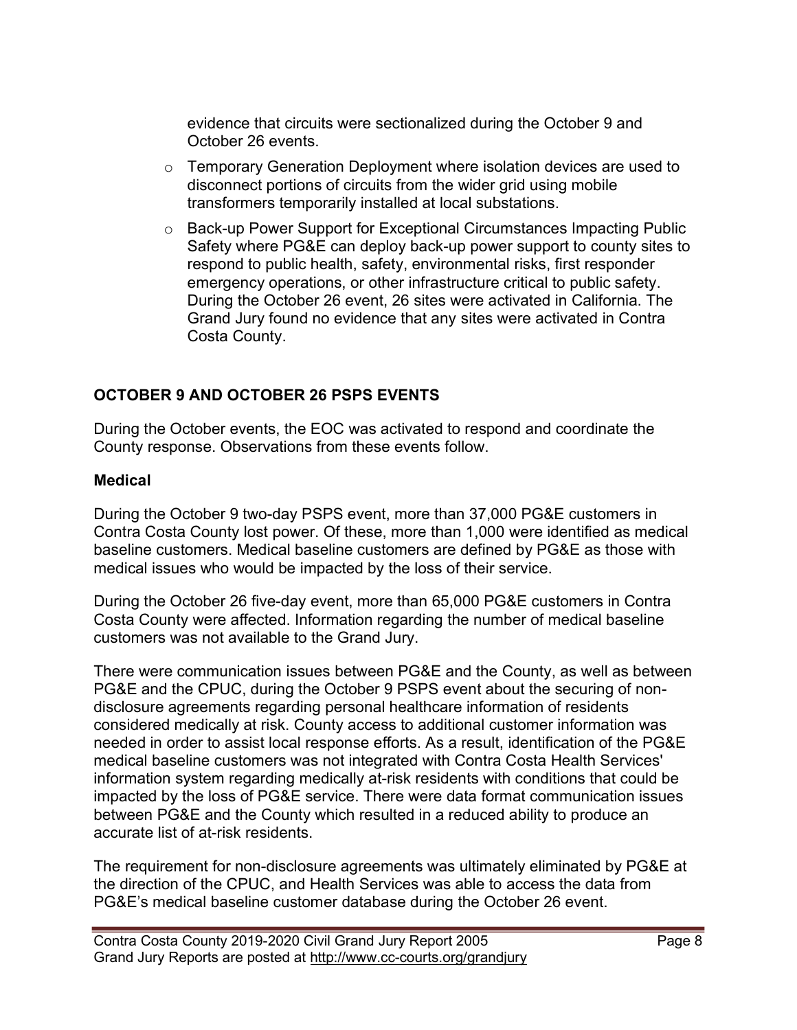evidence that circuits were sectionalized during the October 9 and October 26 events.

- Temporary Generation Deployment where isolation devices are used to disconnect portions of circuits from the wider grid using mobile transformers temporarily installed at local substations.
- Back-up Power Support for Exceptional Circumstances Impacting Public Safety where PG&E can deploy back-up power support to county sites to respond to public health, safety, environmental risks, first responder emergency operations, or other infrastructure critical to public safety. During the October 26 event, 26 sites were activated in California. The Grand Jury found no evidence that any sites were activated in Contra Costa County.

## OCTOBER 9 AND OCTOBER 26 PSPS EVENTS

During the October events, the EOC was activated to respond and coordinate the County response. Observations from these events follow.

### Medical

During the October 9 two-day PSPS event, more than 37,000 PG&E customers in Contra Costa County lost power. Of these, more than 1,000 were identified as medical baseline customers. Medical baseline customers are defined by PG&E as those with medical issues who would be impacted by the loss of their service.

During the October 26 five-day event, more than 65,000 PG&E customers in Contra Costa County were affected. Information regarding the number of medical baseline customers was not available to the Grand Jury.

There were communication issues between PG&E and the County, as well as between PG&E and the CPUC, during the October 9 PSPS event about the securing of non-disclosure agreements regarding personal healthcare information of residents considered medically at risk. County access to additional customer information was needed in order to assist local response efforts. As a result, identification of the PG&E medical baseline customers was not integrated with Contra Costa Health Services' information system regarding medically at-risk residents with conditions that could be impacted by the loss of PG&E service. There were data format communication issues between PG&E and the County which resulted in a reduced ability to produce an accurate list of at-risk residents.

The requirement for non-disclosure agreements was ultimately eliminated by PG&E at the direction of the CPUC, and Health Services was able to access the data from PG&E's medical baseline customer database during the October 26 event.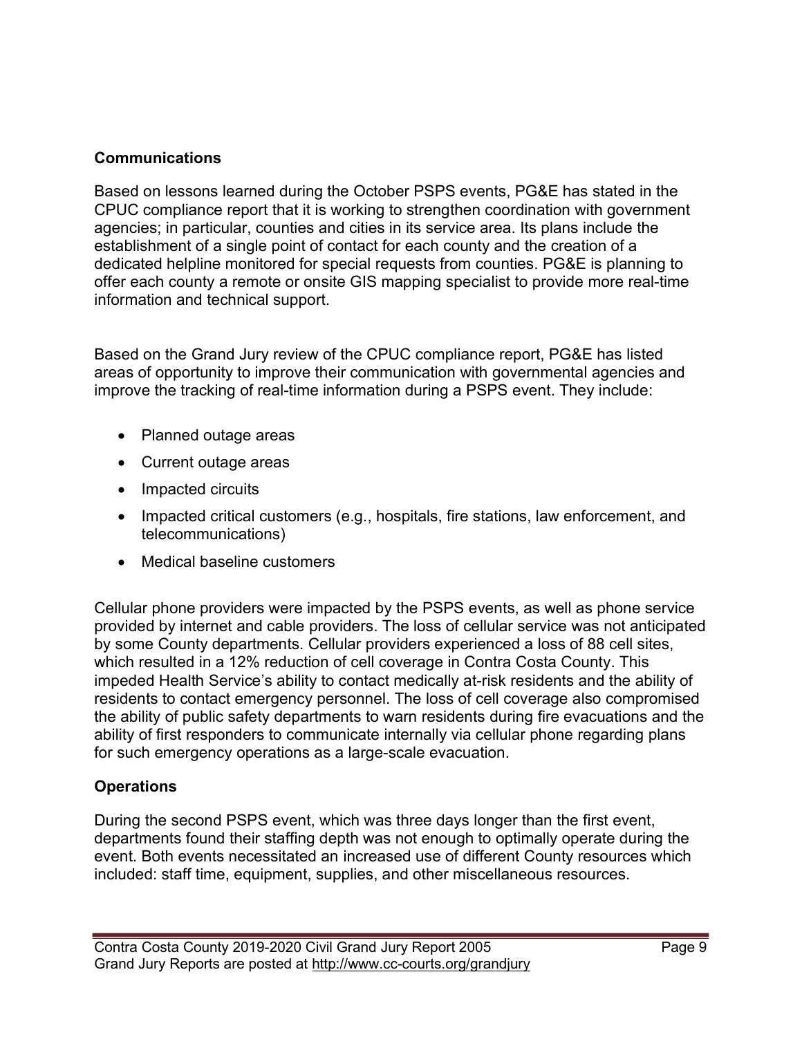## Communications

Based on lessons learned during the October PSPS events, PG&E has stated in the CPUC compliance report that it is working to strengthen coordination with government agencies; in particular, counties and cities in its service area. Its plans include the establishment of a single point of contact for each county and the creation of a dedicated helpline monitored for special requests from counties. PG&E is planning to offer each county a remote or onsite GIS mapping specialist to provide more real-time information and technical support.

Based on the Grand Jury review of the CPUC compliance report, PG&E has listed areas of opportunity to improve their communication with governmental agencies and improve the tracking of real-time information during a PSPS event. They include:

- Planned outage areas
- Current outage areas
- Impacted circuits
- Impacted critical customers (e.g., hospitals, fire stations, law enforcement, and telecommunications)
- Medical baseline customers

Cellular phone providers were impacted by the PSPS events, as well as phone service provided by internet and cable providers. The loss of cellular service was not anticipated by some County departments. Cellular providers experienced a loss of 88 cell sites, which resulted in a 12% reduction of cell coverage in Contra Costa County. This impeded Health Service's ability to contact medically at-risk residents and the ability of residents to contact emergency personnel. The loss of cell coverage also compromised the ability of public safety departments to warn residents during fire evacuations and the ability of first responders to communicate internally via cellular phone regarding plans for such emergency operations as a large-scale evacuation.

## Operations

During the second PSPS event, which was three days longer than the first event, departments found their staffing depth was not enough to optimally operate during the event. Both events necessitated an increased use of different County resources which included: staff time, equipment, supplies, and other miscellaneous resources.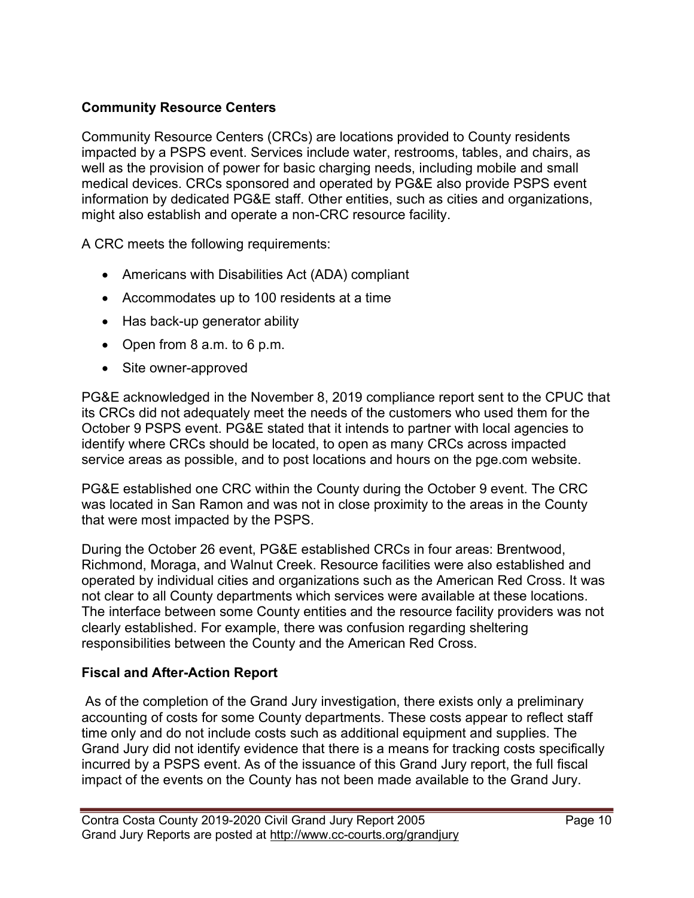### Community Resource Centers

Community Resource Centers (CRCs) are locations provided to County residents impacted by a PSPS event. Services include water, restrooms, tables, and chairs, as well as the provision of power for basic charging needs, including mobile and small medical devices. CRCs sponsored and operated by PG&E also provide PSPS event information by dedicated PG&E staff. Other entities, such as cities and organizations, might also establish and operate a non-CRC resource facility.

A CRC meets the following requirements:

- Americans with Disabilities Act (ADA) compliant
- Accommodates up to 100 residents at a time
- Has back-up generator ability
- Open from 8 a.m. to 6 p.m.
- Site owner-approved

PG&E acknowledged in the November 8, 2019 compliance report sent to the CPUC that its CRCs did not adequately meet the needs of the customers who used them for the October 9 PSPS event. PG&E stated that it intends to partner with local agencies to identify where CRCs should be located, to open as many CRCs across impacted service areas as possible, and to post locations and hours on the pge.com website.

PG&E established one CRC within the County during the October 9 event. The CRC was located in San Ramon and was not in close proximity to the areas in the County that were most impacted by the PSPS.

During the October 26 event, PG&E established CRCs in four areas: Brentwood, Richmond, Moraga, and Walnut Creek. Resource facilities were also established and operated by individual cities and organizations such as the American Red Cross. It was not clear to all County departments which services were available at these locations. The interface between some County entities and the resource facility providers was not clearly established. For example, there was confusion regarding sheltering responsibilities between the County and the American Red Cross.

### Fiscal and After-Action Report

As of the completion of the Grand Jury investigation, there exists only a preliminary accounting of costs for some County departments. These costs appear to reflect staff time only and do not include costs such as additional equipment and supplies. The Grand Jury did not identify evidence that there is a means for tracking costs specifically incurred by a PSPS event. As of the issuance of this Grand Jury report, the full fiscal impact of the events on the County has not been made available to the Grand Jury.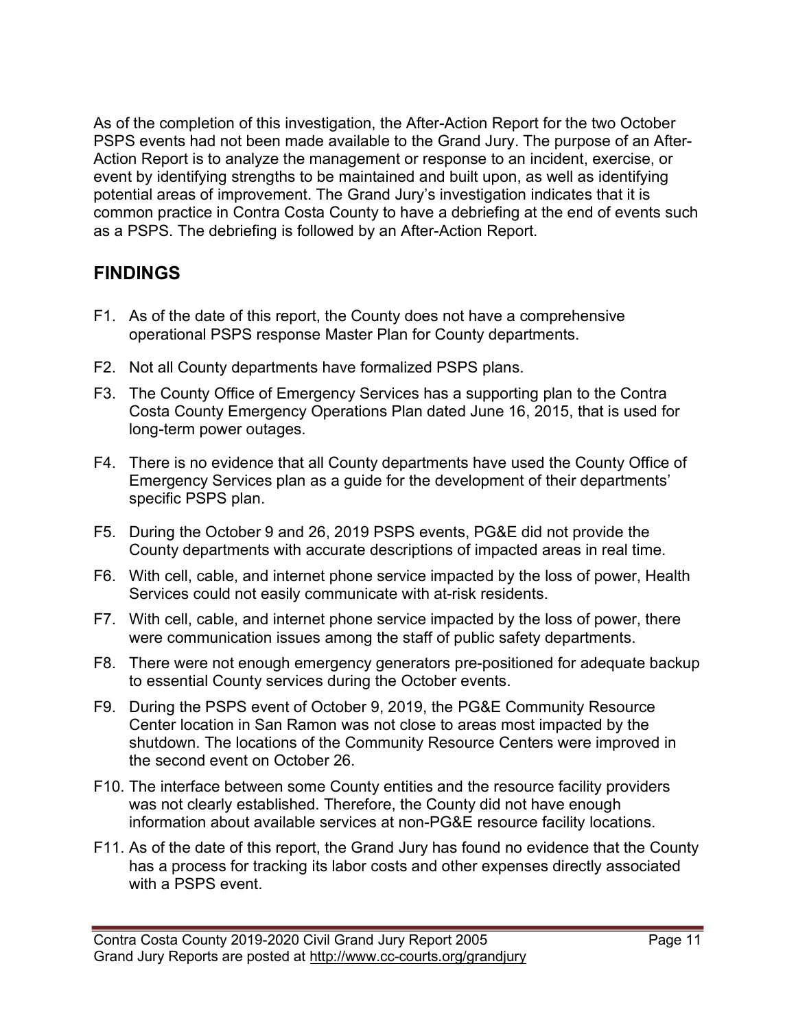As of the completion of this investigation, the After-Action Report for the two October PSPS events had not been made available to the Grand Jury. The purpose of an After-Action Report is to analyze the management or response to an incident, exercise, or event by identifying strengths to be maintained and built upon, as well as identifying potential areas of improvement. The Grand Jury's investigation indicates that it is common practice in Contra Costa County to have a debriefing at the end of events such as a PSPS. The debriefing is followed by an After-Action Report.

## FINDINGS

F1. As of the date of this report, the County does not have a comprehensive operational PSPS response Master Plan for County departments.

F2. Not all County departments have formalized PSPS plans.

F3. The County Office of Emergency Services has a supporting plan to the Contra Costa County Emergency Operations Plan dated June 16, 2015, that is used for long-term power outages.

F4. There is no evidence that all County departments have used the County Office of Emergency Services plan as a guide for the development of their departments' specific PSPS plan.

F5. During the October 9 and 26, 2019 PSPS events, PG&E did not provide the County departments with accurate descriptions of impacted areas in real time.

F6. With cell, cable, and internet phone service impacted by the loss of power, Health Services could not easily communicate with at-risk residents.

F7. With cell, cable, and internet phone service impacted by the loss of power, there were communication issues among the staff of public safety departments.

F8. There were not enough emergency generators pre-positioned for adequate backup to essential County services during the October events.

F9. During the PSPS event of October 9, 2019, the PG&E Community Resource Center location in San Ramon was not close to areas most impacted by the shutdown. The locations of the Community Resource Centers were improved in the second event on October 26.

F10. The interface between some County entities and the resource facility providers was not clearly established. Therefore, the County did not have enough information about available services at non-PG&E resource facility locations.

F11. As of the date of this report, the Grand Jury has found no evidence that the County has a process for tracking its labor costs and other expenses directly associated with a PSPS event.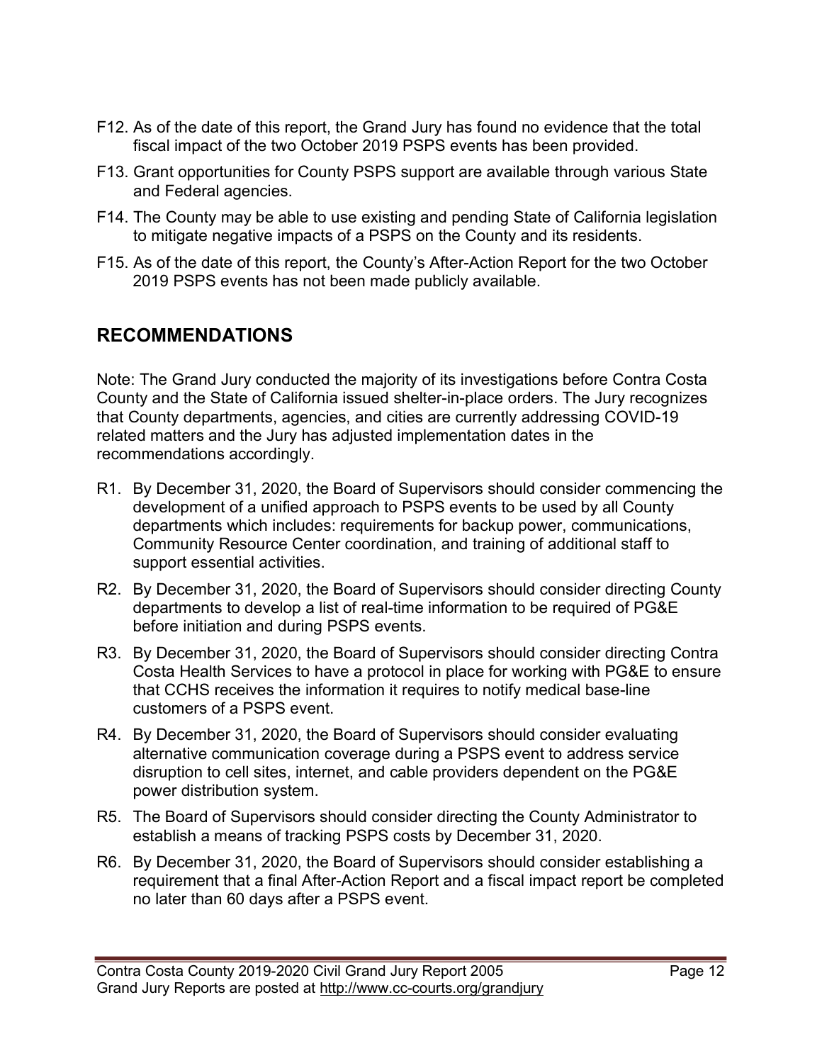F12. As of the date of this report, the Grand Jury has found no evidence that the total fiscal impact of the two October 2019 PSPS events has been provided.

F13. Grant opportunities for County PSPS support are available through various State and Federal agencies.

F14. The County may be able to use existing and pending State of California legislation to mitigate negative impacts of a PSPS on the County and its residents.

F15. As of the date of this report, the County's After-Action Report for the two October 2019 PSPS events has not been made publicly available.

## RECOMMENDATIONS

Note: The Grand Jury conducted the majority of its investigations before Contra Costa County and the State of California issued shelter-in-place orders. The Jury recognizes that County departments, agencies, and cities are currently addressing COVID-19 related matters and the Jury has adjusted implementation dates in the recommendations accordingly.

R1. By December 31, 2020, the Board of Supervisors should consider commencing the development of a unified approach to PSPS events to be used by all County departments which includes: requirements for backup power, communications, Community Resource Center coordination, and training of additional staff to support essential activities.

R2. By December 31, 2020, the Board of Supervisors should consider directing County departments to develop a list of real-time information to be required of PG&E before initiation and during PSPS events.

R3. By December 31, 2020, the Board of Supervisors should consider directing Contra Costa Health Services to have a protocol in place for working with PG&E to ensure that CCHS receives the information it requires to notify medical base-line customers of a PSPS event.

R4. By December 31, 2020, the Board of Supervisors should consider evaluating alternative communication coverage during a PSPS event to address service disruption to cell sites, internet, and cable providers dependent on the PG&E power distribution system.

R5. The Board of Supervisors should consider directing the County Administrator to establish a means of tracking PSPS costs by December 31, 2020.

R6. By December 31, 2020, the Board of Supervisors should consider establishing a requirement that a final After-Action Report and a fiscal impact report be completed no later than 60 days after a PSPS event.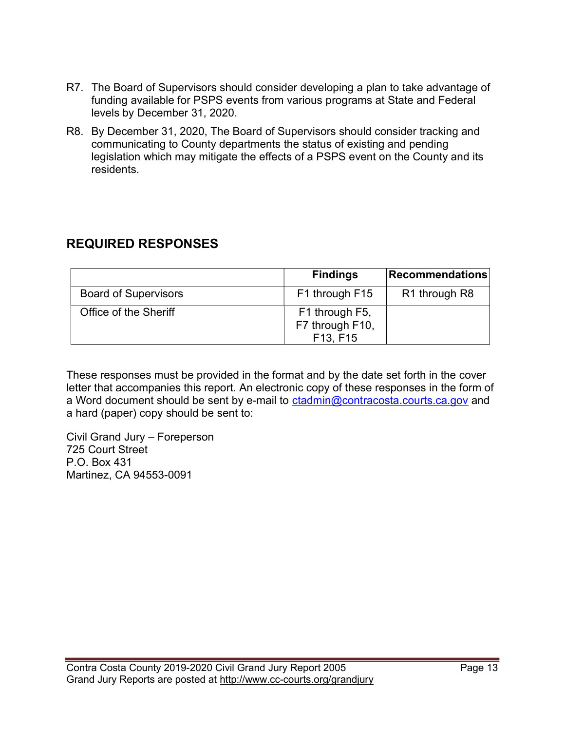R7. The Board of Supervisors should consider developing a plan to take advantage of funding available for PSPS events from various programs at State and Federal levels by December 31, 2020.

R8. By December 31, 2020, The Board of Supervisors should consider tracking and communicating to County departments the status of existing and pending legislation which may mitigate the effects of a PSPS event on the County and its residents.

## REQUIRED RESPONSES

| | Findings | Recommendations |
|---|---|---|
| Board of Supervisors | F1 through F15 | R1 through R8 |
| Office of the Sheriff | F1 through F5, F7 through F10, F13, F15 | |

These responses must be provided in the format and by the date set forth in the cover letter that accompanies this report. An electronic copy of these responses in the form of a Word document should be sent by e-mail to ctadmin@contracosta.courts.ca.gov and a hard (paper) copy should be sent to:

Civil Grand Jury – Foreperson
725 Court Street
P.O. Box 431
Martinez, CA 94553-0091